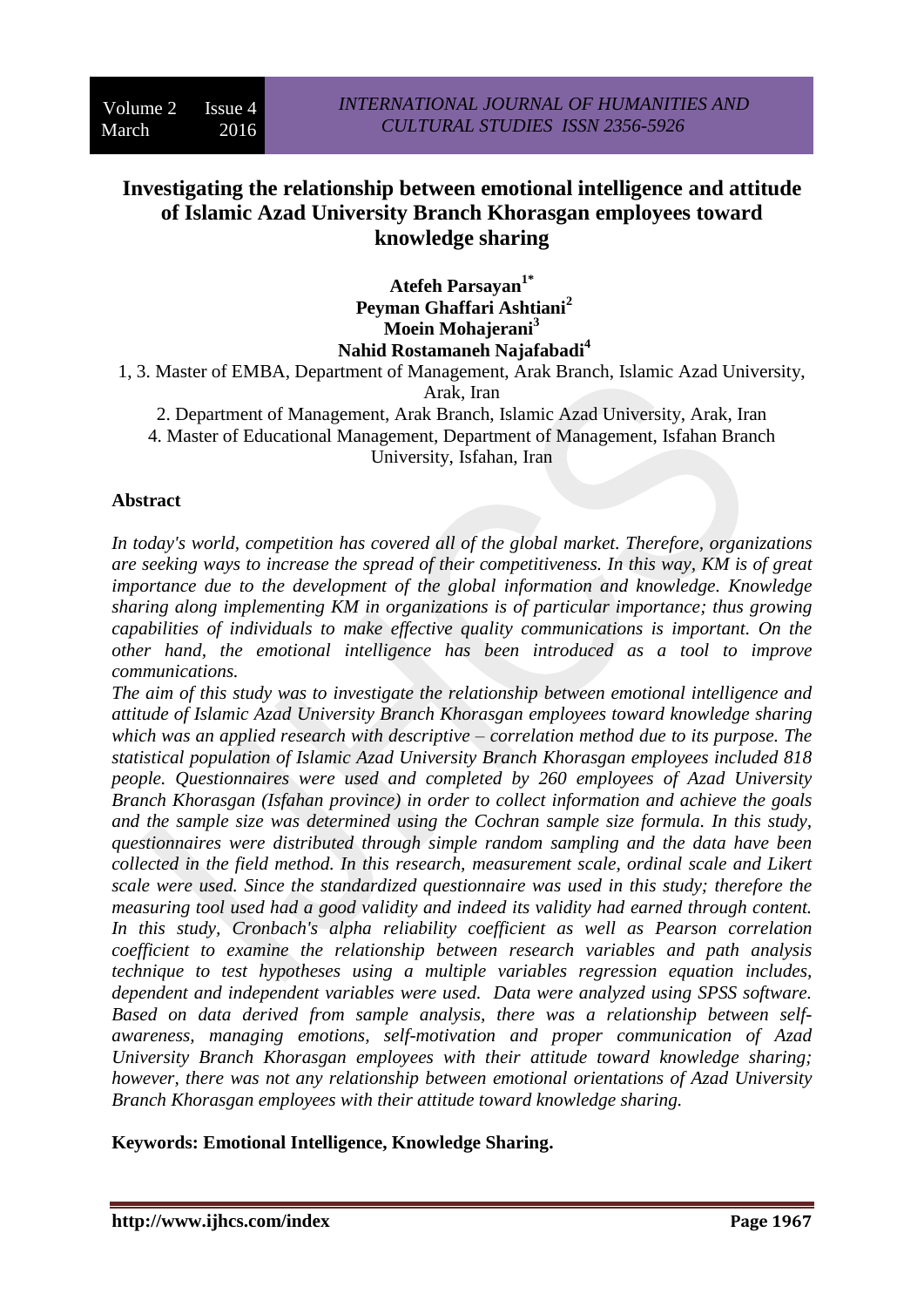# Investigating the relationship between emotional intelligence and attitude of Islamic Azad University Branch Khorasgan employees toward knowledge sharing

**Atefeh Parsayan[1*]**
**Peyman Ghaffari Ashtiani[2]**
**Moein Mohajerani[3]**
**Nahid Rostamaneh Najafabadi[4]**

1, 3. Master of EMBA, Department of Management, Arak Branch, Islamic Azad University, Arak, Iran

2. Department of Management, Arak Branch, Islamic Azad University, Arak, Iran

4. Master of Educational Management, Department of Management, Isfahan Branch University, Isfahan, Iran

## Abstract

*In today's world, competition has covered all of the global market. Therefore, organizations are seeking ways to increase the spread of their competitiveness. In this way, KM is of great importance due to the development of the global information and knowledge. Knowledge sharing along implementing KM in organizations is of particular importance; thus growing capabilities of individuals to make effective quality communications is important. On the other hand, the emotional intelligence has been introduced as a tool to improve communications.*

*The aim of this study was to investigate the relationship between emotional intelligence and attitude of Islamic Azad University Branch Khorasgan employees toward knowledge sharing which was an applied research with descriptive – correlation method due to its purpose. The statistical population of Islamic Azad University Branch Khorasgan employees included 818 people. Questionnaires were used and completed by 260 employees of Azad University Branch Khorasgan (Isfahan province) in order to collect information and achieve the goals and the sample size was determined using the Cochran sample size formula. In this study, questionnaires were distributed through simple random sampling and the data have been collected in the field method. In this research, measurement scale, ordinal scale and Likert scale were used. Since the standardized questionnaire was used in this study; therefore the measuring tool used had a good validity and indeed its validity had earned through content. In this study, Cronbach's alpha reliability coefficient as well as Pearson correlation coefficient to examine the relationship between research variables and path analysis technique to test hypotheses using a multiple variables regression equation includes, dependent and independent variables were used. Data were analyzed using SPSS software. Based on data derived from sample analysis, there was a relationship between self-awareness, managing emotions, self-motivation and proper communication of Azad University Branch Khorasgan employees with their attitude toward knowledge sharing; however, there was not any relationship between emotional orientations of Azad University Branch Khorasgan employees with their attitude toward knowledge sharing.*

**Keywords: Emotional Intelligence, Knowledge Sharing.**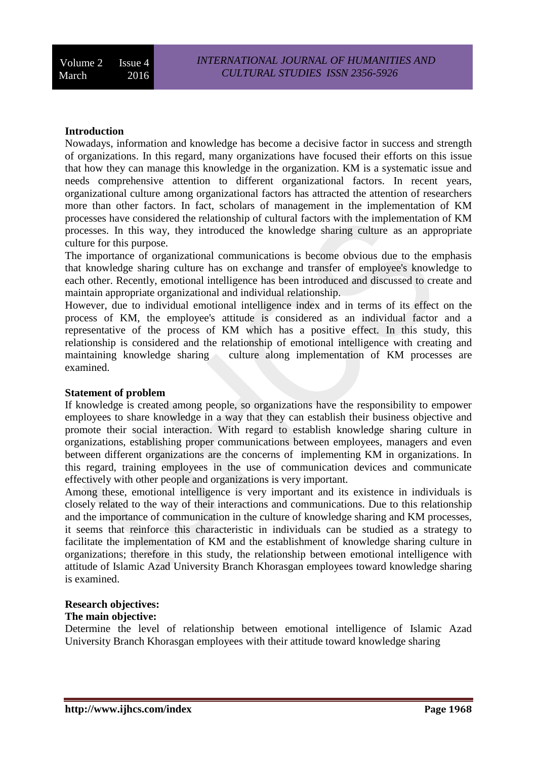## Introduction

Nowadays, information and knowledge has become a decisive factor in success and strength of organizations. In this regard, many organizations have focused their efforts on this issue that how they can manage this knowledge in the organization. KM is a systematic issue and needs comprehensive attention to different organizational factors. In recent years, organizational culture among organizational factors has attracted the attention of researchers more than other factors. In fact, scholars of management in the implementation of KM processes have considered the relationship of cultural factors with the implementation of KM processes. In this way, they introduced the knowledge sharing culture as an appropriate culture for this purpose.

The importance of organizational communications is become obvious due to the emphasis that knowledge sharing culture has on exchange and transfer of employee's knowledge to each other. Recently, emotional intelligence has been introduced and discussed to create and maintain appropriate organizational and individual relationship.

However, due to individual emotional intelligence index and in terms of its effect on the process of KM, the employee's attitude is considered as an individual factor and a representative of the process of KM which has a positive effect. In this study, this relationship is considered and the relationship of emotional intelligence with creating and maintaining knowledge sharing culture along implementation of KM processes are examined.

## Statement of problem

If knowledge is created among people, so organizations have the responsibility to empower employees to share knowledge in a way that they can establish their business objective and promote their social interaction. With regard to establish knowledge sharing culture in organizations, establishing proper communications between employees, managers and even between different organizations are the concerns of implementing KM in organizations. In this regard, training employees in the use of communication devices and communicate effectively with other people and organizations is very important.

Among these, emotional intelligence is very important and its existence in individuals is closely related to the way of their interactions and communications. Due to this relationship and the importance of communication in the culture of knowledge sharing and KM processes, it seems that reinforce this characteristic in individuals can be studied as a strategy to facilitate the implementation of KM and the establishment of knowledge sharing culture in organizations; therefore in this study, the relationship between emotional intelligence with attitude of Islamic Azad University Branch Khorasgan employees toward knowledge sharing is examined.

## Research objectives:

### The main objective:

Determine the level of relationship between emotional intelligence of Islamic Azad University Branch Khorasgan employees with their attitude toward knowledge sharing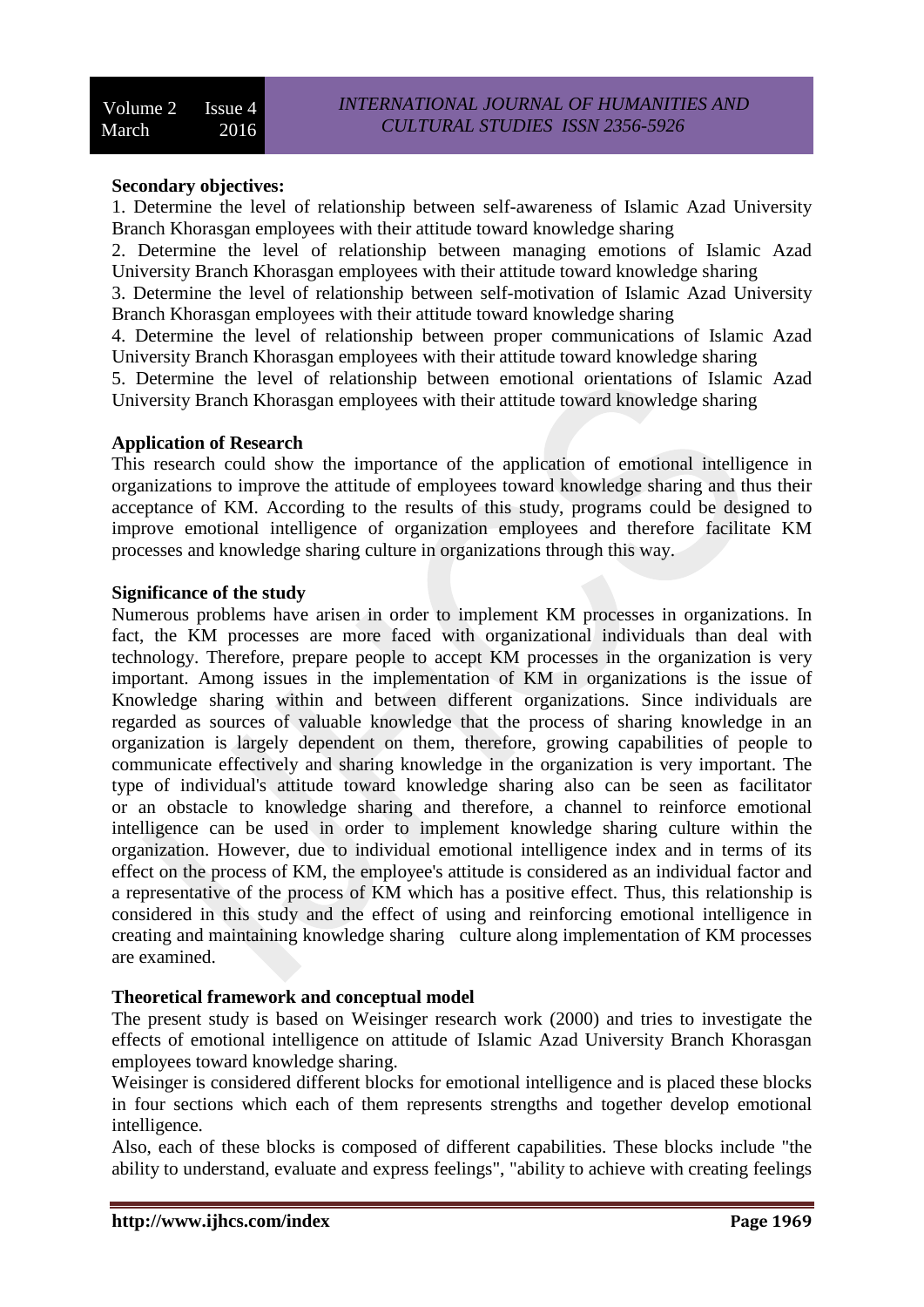**Secondary objectives:**

1. Determine the level of relationship between self-awareness of Islamic Azad University Branch Khorasgan employees with their attitude toward knowledge sharing
2. Determine the level of relationship between managing emotions of Islamic Azad University Branch Khorasgan employees with their attitude toward knowledge sharing
3. Determine the level of relationship between self-motivation of Islamic Azad University Branch Khorasgan employees with their attitude toward knowledge sharing
4. Determine the level of relationship between proper communications of Islamic Azad University Branch Khorasgan employees with their attitude toward knowledge sharing
5. Determine the level of relationship between emotional orientations of Islamic Azad University Branch Khorasgan employees with their attitude toward knowledge sharing

**Application of Research**

This research could show the importance of the application of emotional intelligence in organizations to improve the attitude of employees toward knowledge sharing and thus their acceptance of KM. According to the results of this study, programs could be designed to improve emotional intelligence of organization employees and therefore facilitate KM processes and knowledge sharing culture in organizations through this way.

**Significance of the study**

Numerous problems have arisen in order to implement KM processes in organizations. In fact, the KM processes are more faced with organizational individuals than deal with technology. Therefore, prepare people to accept KM processes in the organization is very important. Among issues in the implementation of KM in organizations is the issue of Knowledge sharing within and between different organizations. Since individuals are regarded as sources of valuable knowledge that the process of sharing knowledge in an organization is largely dependent on them, therefore, growing capabilities of people to communicate effectively and sharing knowledge in the organization is very important. The type of individual's attitude toward knowledge sharing also can be seen as facilitator or an obstacle to knowledge sharing and therefore, a channel to reinforce emotional intelligence can be used in order to implement knowledge sharing culture within the organization. However, due to individual emotional intelligence index and in terms of its effect on the process of KM, the employee's attitude is considered as an individual factor and a representative of the process of KM which has a positive effect. Thus, this relationship is considered in this study and the effect of using and reinforcing emotional intelligence in creating and maintaining knowledge sharing culture along implementation of KM processes are examined.

**Theoretical framework and conceptual model**

The present study is based on Weisinger research work (2000) and tries to investigate the effects of emotional intelligence on attitude of Islamic Azad University Branch Khorasgan employees toward knowledge sharing.

Weisinger is considered different blocks for emotional intelligence and is placed these blocks in four sections which each of them represents strengths and together develop emotional intelligence.

Also, each of these blocks is composed of different capabilities. These blocks include "the ability to understand, evaluate and express feelings", "ability to achieve with creating feelings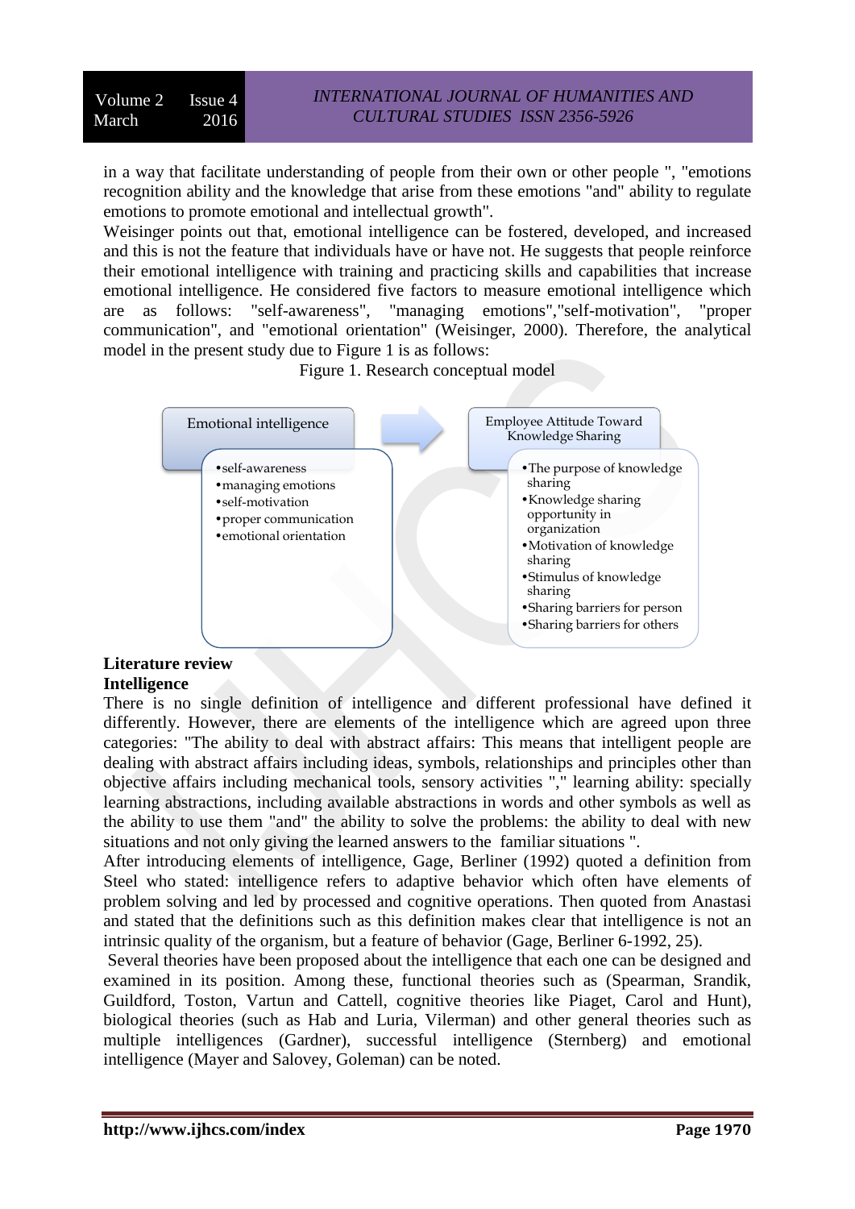in a way that facilitate understanding of people from their own or other people ", "emotions recognition ability and the knowledge that arise from these emotions "and" ability to regulate emotions to promote emotional and intellectual growth".

Weisinger points out that, emotional intelligence can be fostered, developed, and increased and this is not the feature that individuals have or have not. He suggests that people reinforce their emotional intelligence with training and practicing skills and capabilities that increase emotional intelligence. He considered five factors to measure emotional intelligence which are as follows: "self-awareness", "managing emotions","self-motivation", "proper communication", and "emotional orientation" (Weisinger, 2000). Therefore, the analytical model in the present study due to Figure 1 is as follows:

Figure 1. Research conceptual model

Emotional intelligence
- self-awareness
- managing emotions
- self-motivation
- proper communication
- emotional orientation

Employee Attitude Toward Knowledge Sharing
- The purpose of knowledge sharing
- Knowledge sharing opportunity in organization
- Motivation of knowledge sharing
- Stimulus of knowledge sharing
- Sharing barriers for person
- Sharing barriers for others

## Literature review

### Intelligence

There is no single definition of intelligence and different professional have defined it differently. However, there are elements of the intelligence which are agreed upon three categories: "The ability to deal with abstract affairs: This means that intelligent people are dealing with abstract affairs including ideas, symbols, relationships and principles other than objective affairs including mechanical tools, sensory activities "," learning ability: specially learning abstractions, including available abstractions in words and other symbols as well as the ability to use them "and" the ability to solve the problems: the ability to deal with new situations and not only giving the learned answers to the familiar situations ".

After introducing elements of intelligence, Gage, Berliner (1992) quoted a definition from Steel who stated: intelligence refers to adaptive behavior which often have elements of problem solving and led by processed and cognitive operations. Then quoted from Anastasi and stated that the definitions such as this definition makes clear that intelligence is not an intrinsic quality of the organism, but a feature of behavior (Gage, Berliner 6-1992, 25).

Several theories have been proposed about the intelligence that each one can be designed and examined in its position. Among these, functional theories such as (Spearman, Srandik, Guildford, Toston, Vartun and Cattell, cognitive theories like Piaget, Carol and Hunt), biological theories (such as Hab and Luria, Vilerman) and other general theories such as multiple intelligences (Gardner), successful intelligence (Sternberg) and emotional intelligence (Mayer and Salovey, Goleman) can be noted.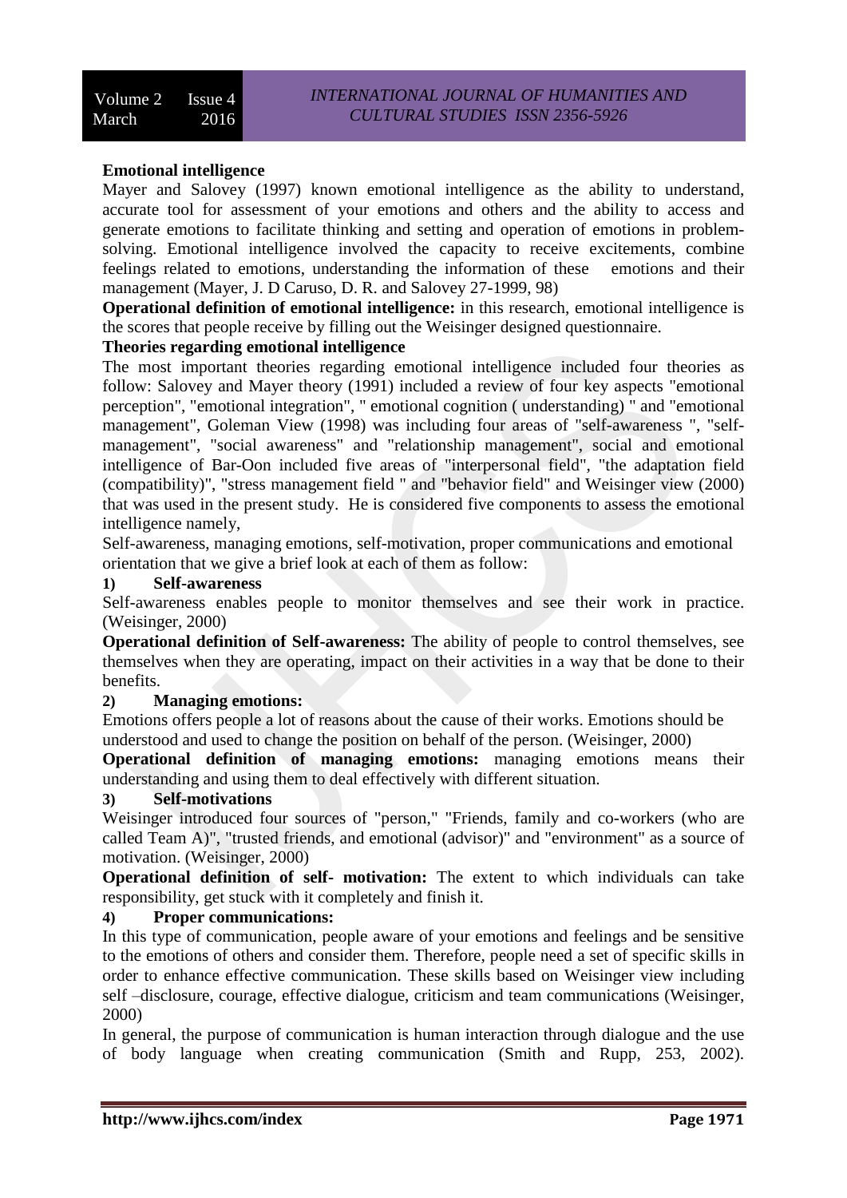**Emotional intelligence**

Mayer and Salovey (1997) known emotional intelligence as the ability to understand, accurate tool for assessment of your emotions and others and the ability to access and generate emotions to facilitate thinking and setting and operation of emotions in problem-solving. Emotional intelligence involved the capacity to receive excitements, combine feelings related to emotions, understanding the information of these emotions and their management (Mayer, J. D Caruso, D. R. and Salovey 27-1999, 98)

**Operational definition of emotional intelligence:** in this research, emotional intelligence is the scores that people receive by filling out the Weisinger designed questionnaire.

**Theories regarding emotional intelligence**

The most important theories regarding emotional intelligence included four theories as follow: Salovey and Mayer theory (1991) included a review of four key aspects "emotional perception", "emotional integration", " emotional cognition ( understanding) " and "emotional management", Goleman View (1998) was including four areas of "self-awareness ", "self-management", "social awareness" and "relationship management", social and emotional intelligence of Bar-Oon included five areas of "interpersonal field", "the adaptation field (compatibility)", "stress management field " and "behavior field" and Weisinger view (2000) that was used in the present study. He is considered five components to assess the emotional intelligence namely,

Self-awareness, managing emotions, self-motivation, proper communications and emotional orientation that we give a brief look at each of them as follow:

**1) Self-awareness**

Self-awareness enables people to monitor themselves and see their work in practice. (Weisinger, 2000)

**Operational definition of Self-awareness:** The ability of people to control themselves, see themselves when they are operating, impact on their activities in a way that be done to their benefits.

**2) Managing emotions:**

Emotions offers people a lot of reasons about the cause of their works. Emotions should be understood and used to change the position on behalf of the person. (Weisinger, 2000)

**Operational definition of managing emotions:** managing emotions means their understanding and using them to deal effectively with different situation.

**3) Self-motivations**

Weisinger introduced four sources of "person," "Friends, family and co-workers (who are called Team A)", "trusted friends, and emotional (advisor)" and "environment" as a source of motivation. (Weisinger, 2000)

**Operational definition of self- motivation:** The extent to which individuals can take responsibility, get stuck with it completely and finish it.

**4) Proper communications:**

In this type of communication, people aware of your emotions and feelings and be sensitive to the emotions of others and consider them. Therefore, people need a set of specific skills in order to enhance effective communication. These skills based on Weisinger view including self –disclosure, courage, effective dialogue, criticism and team communications (Weisinger, 2000)

In general, the purpose of communication is human interaction through dialogue and the use of body language when creating communication (Smith and Rupp, 253, 2002).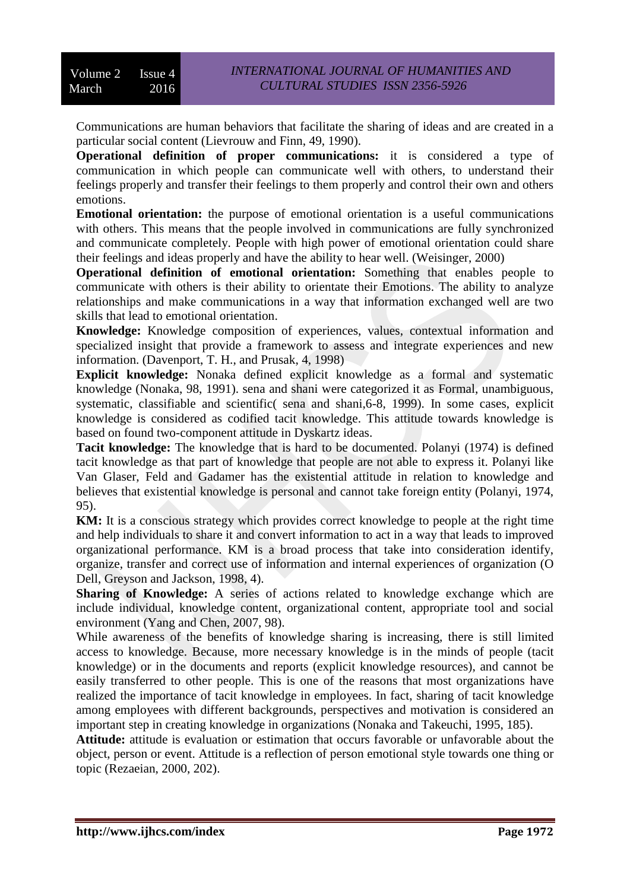Communications are human behaviors that facilitate the sharing of ideas and are created in a particular social content (Lievrouw and Finn, 49, 1990).

**Operational definition of proper communications:** it is considered a type of communication in which people can communicate well with others, to understand their feelings properly and transfer their feelings to them properly and control their own and others emotions.

**Emotional orientation:** the purpose of emotional orientation is a useful communications with others. This means that the people involved in communications are fully synchronized and communicate completely. People with high power of emotional orientation could share their feelings and ideas properly and have the ability to hear well. (Weisinger, 2000)

**Operational definition of emotional orientation:** Something that enables people to communicate with others is their ability to orientate their Emotions. The ability to analyze relationships and make communications in a way that information exchanged well are two skills that lead to emotional orientation.

**Knowledge:** Knowledge composition of experiences, values, contextual information and specialized insight that provide a framework to assess and integrate experiences and new information. (Davenport, T. H., and Prusak, 4, 1998)

**Explicit knowledge:** Nonaka defined explicit knowledge as a formal and systematic knowledge (Nonaka, 98, 1991). sena and shani were categorized it as Formal, unambiguous, systematic, classifiable and scientific( sena and shani,6-8, 1999). In some cases, explicit knowledge is considered as codified tacit knowledge. This attitude towards knowledge is based on found two-component attitude in Dyskartz ideas.

**Tacit knowledge:** The knowledge that is hard to be documented. Polanyi (1974) is defined tacit knowledge as that part of knowledge that people are not able to express it. Polanyi like Van Glaser, Feld and Gadamer has the existential attitude in relation to knowledge and believes that existential knowledge is personal and cannot take foreign entity (Polanyi, 1974, 95).

**KM:** It is a conscious strategy which provides correct knowledge to people at the right time and help individuals to share it and convert information to act in a way that leads to improved organizational performance. KM is a broad process that take into consideration identify, organize, transfer and correct use of information and internal experiences of organization (O Dell, Greyson and Jackson, 1998, 4).

**Sharing of Knowledge:** A series of actions related to knowledge exchange which are include individual, knowledge content, organizational content, appropriate tool and social environment (Yang and Chen, 2007, 98).

While awareness of the benefits of knowledge sharing is increasing, there is still limited access to knowledge. Because, more necessary knowledge is in the minds of people (tacit knowledge) or in the documents and reports (explicit knowledge resources), and cannot be easily transferred to other people. This is one of the reasons that most organizations have realized the importance of tacit knowledge in employees. In fact, sharing of tacit knowledge among employees with different backgrounds, perspectives and motivation is considered an important step in creating knowledge in organizations (Nonaka and Takeuchi, 1995, 185).

**Attitude:** attitude is evaluation or estimation that occurs favorable or unfavorable about the object, person or event. Attitude is a reflection of person emotional style towards one thing or topic (Rezaeian, 2000, 202).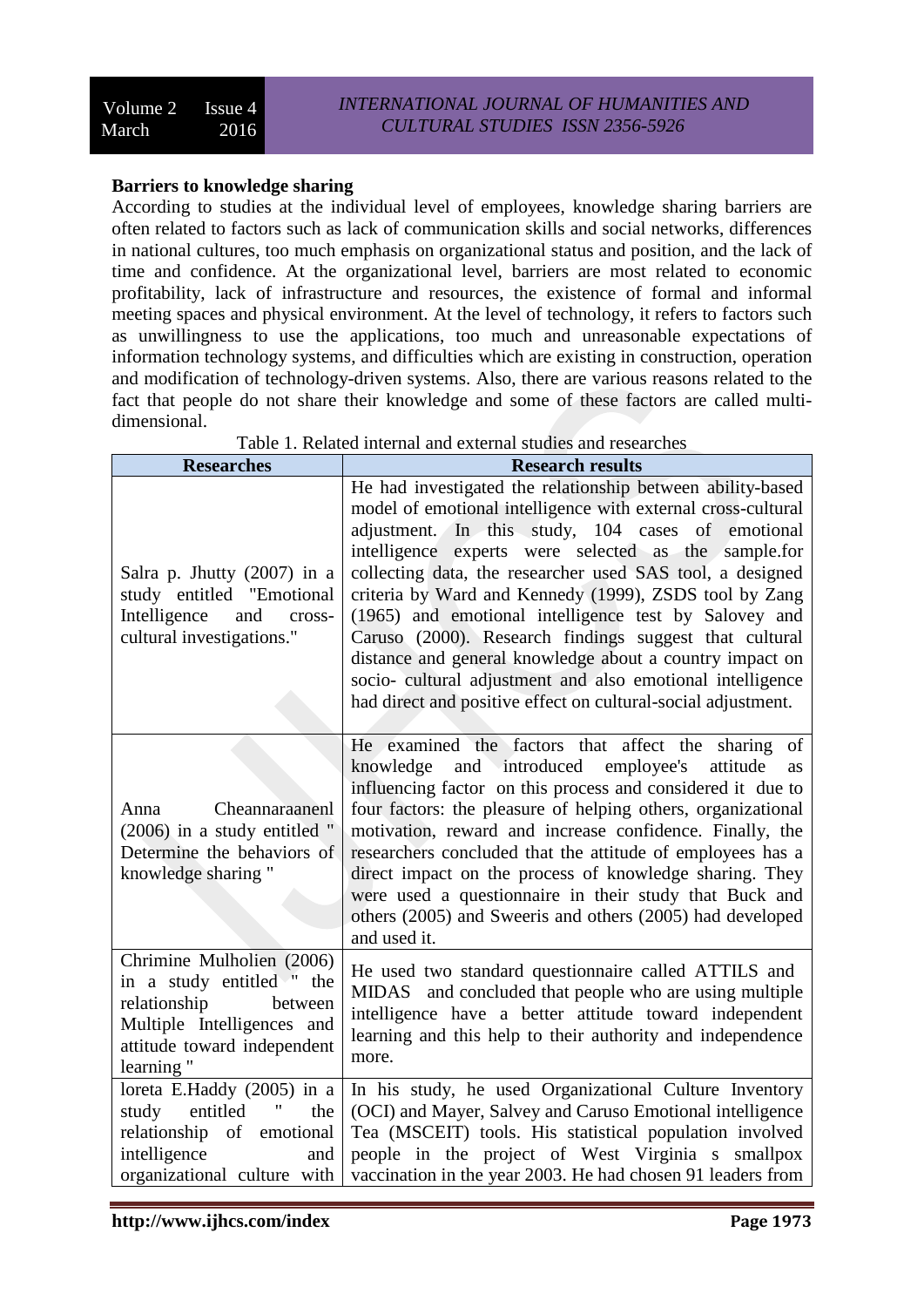**Barriers to knowledge sharing**

According to studies at the individual level of employees, knowledge sharing barriers are often related to factors such as lack of communication skills and social networks, differences in national cultures, too much emphasis on organizational status and position, and the lack of time and confidence. At the organizational level, barriers are most related to economic profitability, lack of infrastructure and resources, the existence of formal and informal meeting spaces and physical environment. At the level of technology, it refers to factors such as unwillingness to use the applications, too much and unreasonable expectations of information technology systems, and difficulties which are existing in construction, operation and modification of technology-driven systems. Also, there are various reasons related to the fact that people do not share their knowledge and some of these factors are called multi-dimensional.

Table 1. Related internal and external studies and researches

| Researches | Research results |
|---|---|
| Salra p. Jhutty (2007) in a study entitled "Emotional Intelligence and cross-cultural investigations." | He had investigated the relationship between ability-based model of emotional intelligence with external cross-cultural adjustment. In this study, 104 cases of emotional intelligence experts were selected as the sample.for collecting data, the researcher used SAS tool, a designed criteria by Ward and Kennedy (1999), ZSDS tool by Zang (1965) and emotional intelligence test by Salovey and Caruso (2000). Research findings suggest that cultural distance and general knowledge about a country impact on socio- cultural adjustment and also emotional intelligence had direct and positive effect on cultural-social adjustment. |
| Anna Cheennaraanenl (2006) in a study entitled " Determine the behaviors of knowledge sharing " | He examined the factors that affect the sharing of knowledge and introduced employee's attitude as influencing factor on this process and considered it due to four factors: the pleasure of helping others, organizational motivation, reward and increase confidence. Finally, the researchers concluded that the attitude of employees has a direct impact on the process of knowledge sharing. They were used a questionnaire in their study that Buck and others (2005) and Sweeris and others (2005) had developed and used it. |
| Chrimine Mulholien (2006) in a study entitled " the relationship between Multiple Intelligences and attitude toward independent learning " | He used two standard questionnaire called ATTILS and MIDAS and concluded that people who are using multiple intelligence have a better attitude toward independent learning and this help to their authority and independence more. |
| loreta E.Haddy (2005) in a study entitled " the relationship of emotional intelligence and organizational culture with | In his study, he used Organizational Culture Inventory (OCI) and Mayer, Salvey and Caruso Emotional intelligence Tea (MSCEIT) tools. His statistical population involved people in the project of West Virginia s smallpox vaccination in the year 2003. He had chosen 91 leaders from |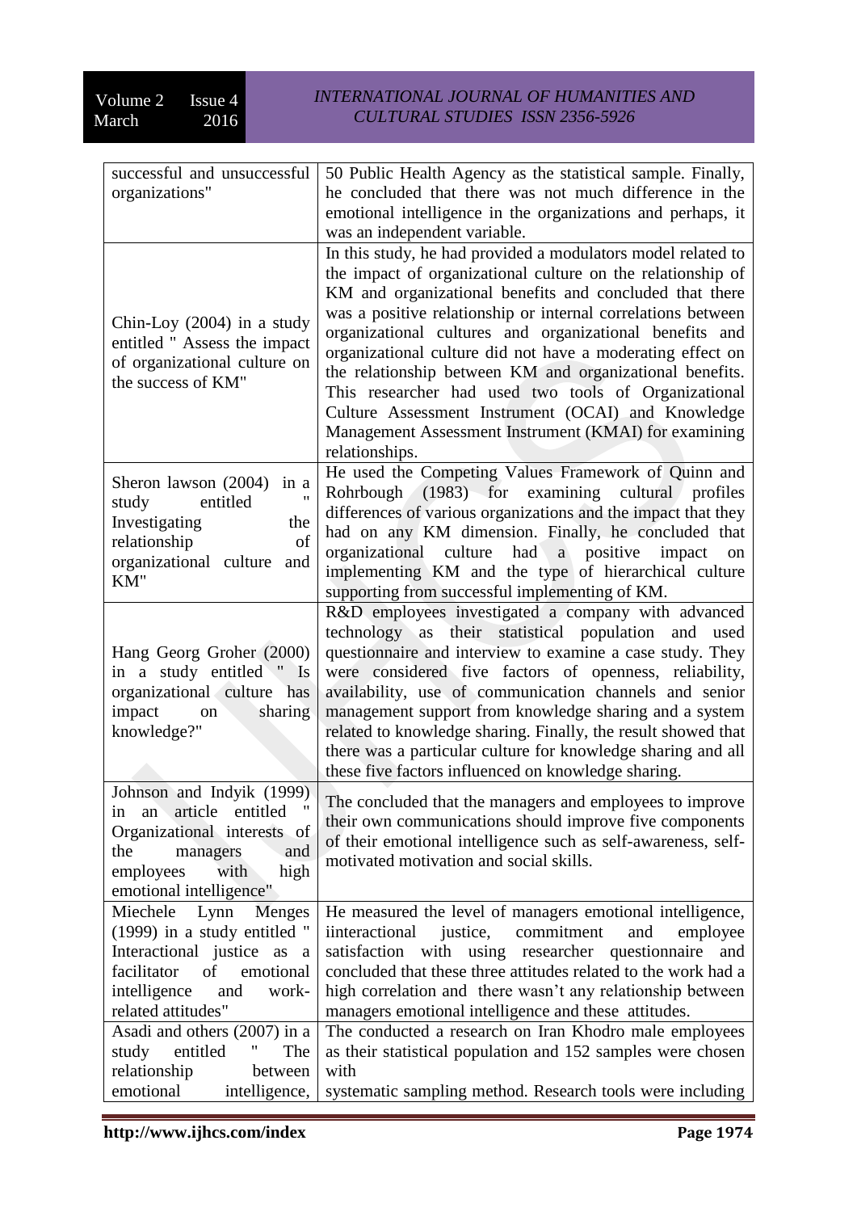| | |
|---|---|
| successful and unsuccessful organizations" | 50 Public Health Agency as the statistical sample. Finally, he concluded that there was not much difference in the emotional intelligence in the organizations and perhaps, it was an independent variable. |
| Chin-Loy (2004) in a study entitled " Assess the impact of organizational culture on the success of KM" | In this study, he had provided a modulators model related to the impact of organizational culture on the relationship of KM and organizational benefits and concluded that there was a positive relationship or internal correlations between organizational cultures and organizational benefits and organizational culture did not have a moderating effect on the relationship between KM and organizational benefits. This researcher had used two tools of Organizational Culture Assessment Instrument (OCAI) and Knowledge Management Assessment Instrument (KMAI) for examining relationships. |
| Sheron lawson (2004) in a study entitled " Investigating the relationship of organizational culture and KM" | He used the Competing Values Framework of Quinn and Rohrbough (1983) for examining cultural profiles differences of various organizations and the impact that they had on any KM dimension. Finally, he concluded that organizational culture had a positive impact on implementing KM and the type of hierarchical culture supporting from successful implementing of KM. |
| Hang Georg Groher (2000) in a study entitled " Is organizational culture has impact on sharing knowledge?" | R&D employees investigated a company with advanced technology as their statistical population and used questionnaire and interview to examine a case study. They were considered five factors of openness, reliability, availability, use of communication channels and senior management support from knowledge sharing and a system related to knowledge sharing. Finally, the result showed that there was a particular culture for knowledge sharing and all these five factors influenced on knowledge sharing. |
| Johnson and Indyik (1999) in an article entitled " Organizational interests of the managers and employees with high emotional intelligence" | The concluded that the managers and employees to improve their own communications should improve five components of their emotional intelligence such as self-awareness, self-motivated motivation and social skills. |
| Miechele Lynn Menges (1999) in a study entitled " Interactional justice as a facilitator of emotional intelligence and work-related attitudes" | He measured the level of managers emotional intelligence, iinteractional justice, commitment and employee satisfaction with using researcher questionnaire and concluded that these three attitudes related to the work had a high correlation and there wasn't any relationship between managers emotional intelligence and these attitudes. |
| Asadi and others (2007) in a study entitled " The relationship between emotional intelligence, | The conducted a research on Iran Khodro male employees as their statistical population and 152 samples were chosen with systematic sampling method. Research tools were including |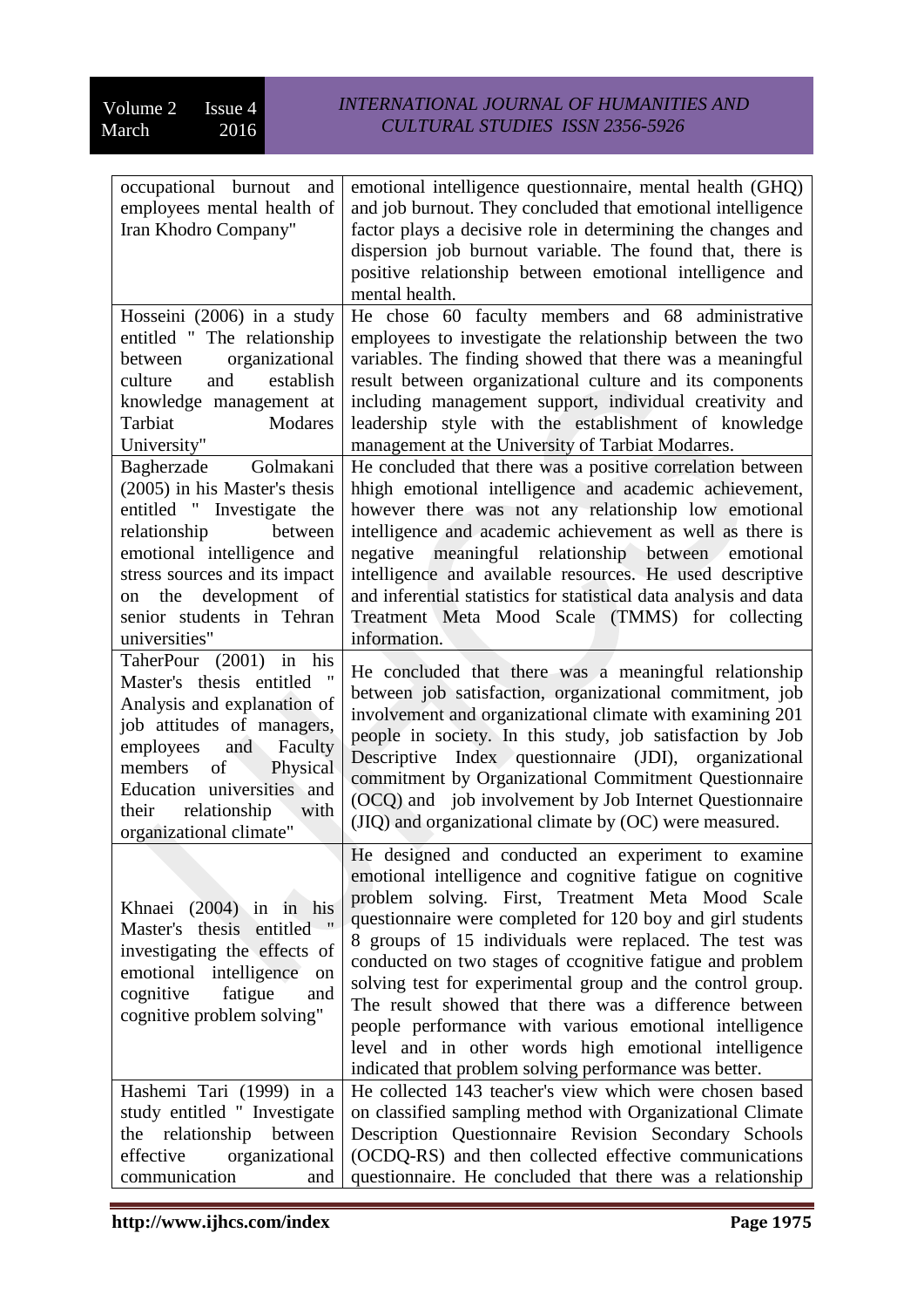| | |
|---|---|
| occupational burnout and employees mental health of Iran Khodro Company" | emotional intelligence questionnaire, mental health (GHQ) and job burnout. They concluded that emotional intelligence factor plays a decisive role in determining the changes and dispersion job burnout variable. The found that, there is positive relationship between emotional intelligence and mental health. |
| Hosseini (2006) in a study entitled " The relationship between organizational culture and establish knowledge management at Tarbiat Modares University" | He chose 60 faculty members and 68 administrative employees to investigate the relationship between the two variables. The finding showed that there was a meaningful result between organizational culture and its components including management support, individual creativity and leadership style with the establishment of knowledge management at the University of Tarbiat Modarres. |
| Bagherzade Golmakani (2005) in his Master's thesis entitled " Investigate the relationship between emotional intelligence and stress sources and its impact on the development of senior students in Tehran universities" | He concluded that there was a positive correlation between hhigh emotional intelligence and academic achievement, however there was not any relationship low emotional intelligence and academic achievement as well as there is negative meaningful relationship between emotional intelligence and available resources. He used descriptive and inferential statistics for statistical data analysis and data Treatment Meta Mood Scale (TMMS) for collecting information. |
| TaherPour (2001) in his Master's thesis entitled " Analysis and explanation of job attitudes of managers, employees and Faculty members of Physical Education universities and their relationship with organizational climate" | He concluded that there was a meaningful relationship between job satisfaction, organizational commitment, job involvement and organizational climate with examining 201 people in society. In this study, job satisfaction by Job Descriptive Index questionnaire (JDI), organizational commitment by Organizational Commitment Questionnaire (OCQ) and job involvement by Job Internet Questionnaire (JIQ) and organizational climate by (OC) were measured. |
| Khnaei (2004) in in his Master's thesis entitled " investigating the effects of emotional intelligence on cognitive fatigue and cognitive problem solving" | He designed and conducted an experiment to examine emotional intelligence and cognitive fatigue on cognitive problem solving. First, Treatment Meta Mood Scale questionnaire were completed for 120 boy and girl students 8 groups of 15 individuals were replaced. The test was conducted on two stages of ccognitive fatigue and problem solving test for experimental group and the control group. The result showed that there was a difference between people performance with various emotional intelligence level and in other words high emotional intelligence indicated that problem solving performance was better. |
| Hashemi Tari (1999) in a study entitled " Investigate the relationship between effective organizational communication and | He collected 143 teacher's view which were chosen based on classified sampling method with Organizational Climate Description Questionnaire Revision Secondary Schools (OCDQ-RS) and then collected effective communications questionnaire. He concluded that there was a relationship |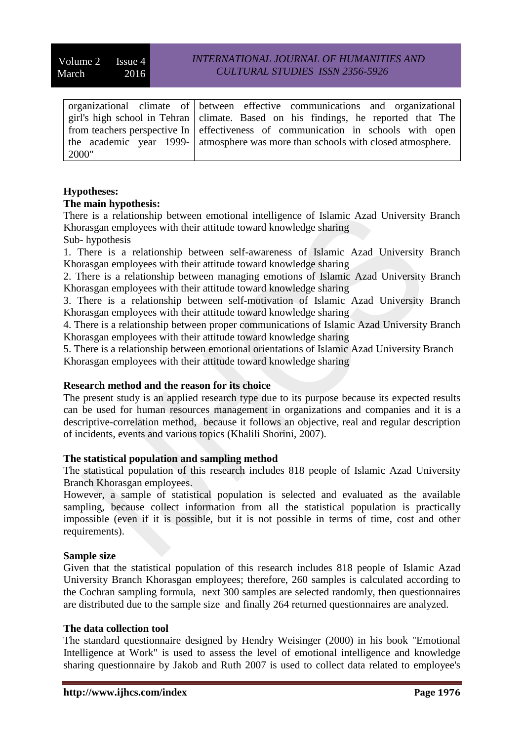| organizational climate of girl's high school in Tehran from teachers perspective In the academic year 1999-2000" | between effective communications and organizational climate. Based on his findings, he reported that The effectiveness of communication in schools with open atmosphere was more than schools with closed atmosphere. |
|---|---|

**Hypotheses:**

**The main hypothesis:**

There is a relationship between emotional intelligence of Islamic Azad University Branch Khorasgan employees with their attitude toward knowledge sharing

Sub- hypothesis

1. There is a relationship between self-awareness of Islamic Azad University Branch Khorasgan employees with their attitude toward knowledge sharing
2. There is a relationship between managing emotions of Islamic Azad University Branch Khorasgan employees with their attitude toward knowledge sharing
3. There is a relationship between self-motivation of Islamic Azad University Branch Khorasgan employees with their attitude toward knowledge sharing
4. There is a relationship between proper communications of Islamic Azad University Branch Khorasgan employees with their attitude toward knowledge sharing
5. There is a relationship between emotional orientations of Islamic Azad University Branch Khorasgan employees with their attitude toward knowledge sharing

**Research method and the reason for its choice**

The present study is an applied research type due to its purpose because its expected results can be used for human resources management in organizations and companies and it is a descriptive-correlation method, because it follows an objective, real and regular description of incidents, events and various topics (Khalili Shorini, 2007).

**The statistical population and sampling method**

The statistical population of this research includes 818 people of Islamic Azad University Branch Khorasgan employees.

However, a sample of statistical population is selected and evaluated as the available sampling, because collect information from all the statistical population is practically impossible (even if it is possible, but it is not possible in terms of time, cost and other requirements).

**Sample size**

Given that the statistical population of this research includes 818 people of Islamic Azad University Branch Khorasgan employees; therefore, 260 samples is calculated according to the Cochran sampling formula, next 300 samples are selected randomly, then questionnaires are distributed due to the sample size and finally 264 returned questionnaires are analyzed.

**The data collection tool**

The standard questionnaire designed by Hendry Weisinger (2000) in his book "Emotional Intelligence at Work" is used to assess the level of emotional intelligence and knowledge sharing questionnaire by Jakob and Ruth 2007 is used to collect data related to employee's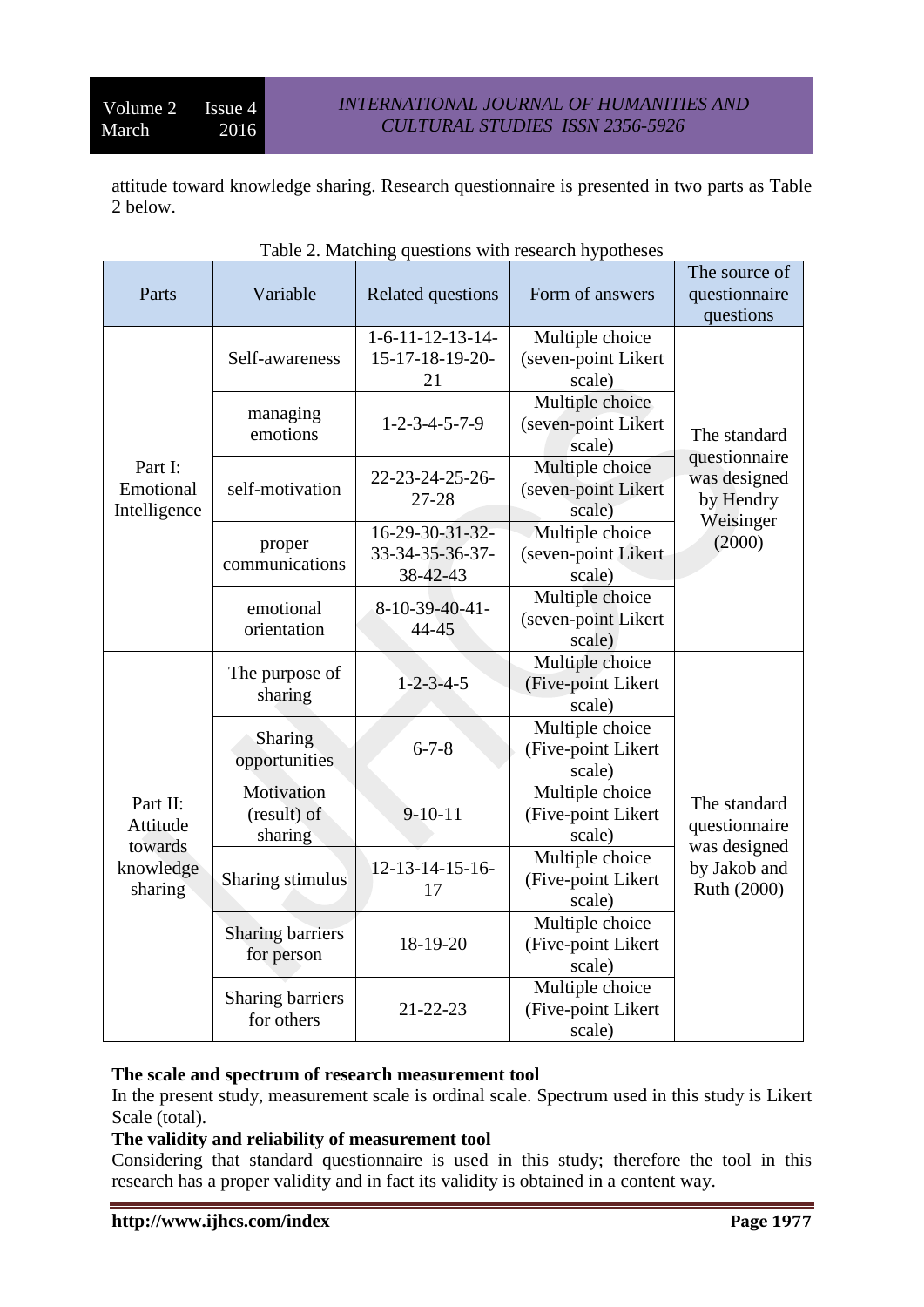attitude toward knowledge sharing. Research questionnaire is presented in two parts as Table 2 below.

Table 2. Matching questions with research hypotheses

| Parts | Variable | Related questions | Form of answers | The source of questionnaire questions |
|---|---|---|---|---|
| Part I: Emotional Intelligence | Self-awareness | 1-6-11-12-13-14-15-17-18-19-20-21 | Multiple choice (seven-point Likert scale) | The standard questionnaire was designed by Hendry Weisinger (2000) |
| | managing emotions | 1-2-3-4-5-7-9 | Multiple choice (seven-point Likert scale) | |
| | self-motivation | 22-23-24-25-26-27-28 | Multiple choice (seven-point Likert scale) | |
| | proper communications | 16-29-30-31-32-33-34-35-36-37-38-42-43 | Multiple choice (seven-point Likert scale) | |
| | emotional orientation | 8-10-39-40-41-44-45 | Multiple choice (seven-point Likert scale) | |
| Part II: Attitude towards knowledge sharing | The purpose of sharing | 1-2-3-4-5 | Multiple choice (Five-point Likert scale) | The standard questionnaire was designed by Jakob and Ruth (2000) |
| | Sharing opportunities | 6-7-8 | Multiple choice (Five-point Likert scale) | |
| | Motivation (result) of sharing | 9-10-11 | Multiple choice (Five-point Likert scale) | |
| | Sharing stimulus | 12-13-14-15-16-17 | Multiple choice (Five-point Likert scale) | |
| | Sharing barriers for person | 18-19-20 | Multiple choice (Five-point Likert scale) | |
| | Sharing barriers for others | 21-22-23 | Multiple choice (Five-point Likert scale) | |

**The scale and spectrum of research measurement tool**

In the present study, measurement scale is ordinal scale. Spectrum used in this study is Likert Scale (total).

**The validity and reliability of measurement tool**

Considering that standard questionnaire is used in this study; therefore the tool in this research has a proper validity and in fact its validity is obtained in a content way.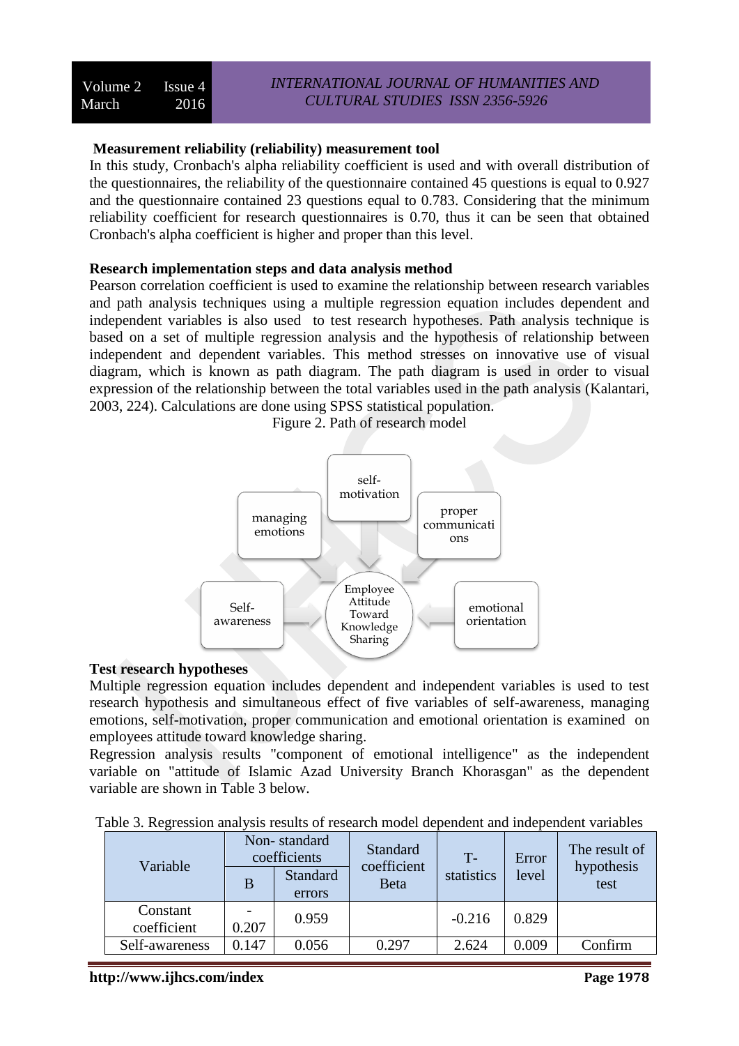**Measurement reliability (reliability) measurement tool**

In this study, Cronbach's alpha reliability coefficient is used and with overall distribution of the questionnaires, the reliability of the questionnaire contained 45 questions is equal to 0.927 and the questionnaire contained 23 questions equal to 0.783. Considering that the minimum reliability coefficient for research questionnaires is 0.70, thus it can be seen that obtained Cronbach's alpha coefficient is higher and proper than this level.

**Research implementation steps and data analysis method**

Pearson correlation coefficient is used to examine the relationship between research variables and path analysis techniques using a multiple regression equation includes dependent and independent variables is also used to test research hypotheses. Path analysis technique is based on a set of multiple regression analysis and the hypothesis of relationship between independent and dependent variables. This method stresses on innovative use of visual diagram, which is known as path diagram. The path diagram is used in order to visual expression of the relationship between the total variables used in the path analysis (Kalantari, 2003, 224). Calculations are done using SPSS statistical population.

Figure 2. Path of research model

self-motivation

managing emotions

proper communications

Self-awareness

Employee Attitude Toward Knowledge Sharing

emotional orientation

**Test research hypotheses**

Multiple regression equation includes dependent and independent variables is used to test research hypothesis and simultaneous effect of five variables of self-awareness, managing emotions, self-motivation, proper communication and emotional orientation is examined on employees attitude toward knowledge sharing.

Regression analysis results "component of emotional intelligence" as the independent variable on "attitude of Islamic Azad University Branch Khorasgan" as the dependent variable are shown in Table 3 below.

Table 3. Regression analysis results of research model dependent and independent variables

| Variable | Non- standard coefficients | | Standard coefficient Beta | T-statistics | Error level | The result of hypothesis test |
|---|---|---|---|---|---|---|
| | B | Standard errors | | | | |
| Constant coefficient | -0.207 | 0.959 | | -0.216 | 0.829 | |
| Self-awareness | 0.147 | 0.056 | 0.297 | 2.624 | 0.009 | Confirm |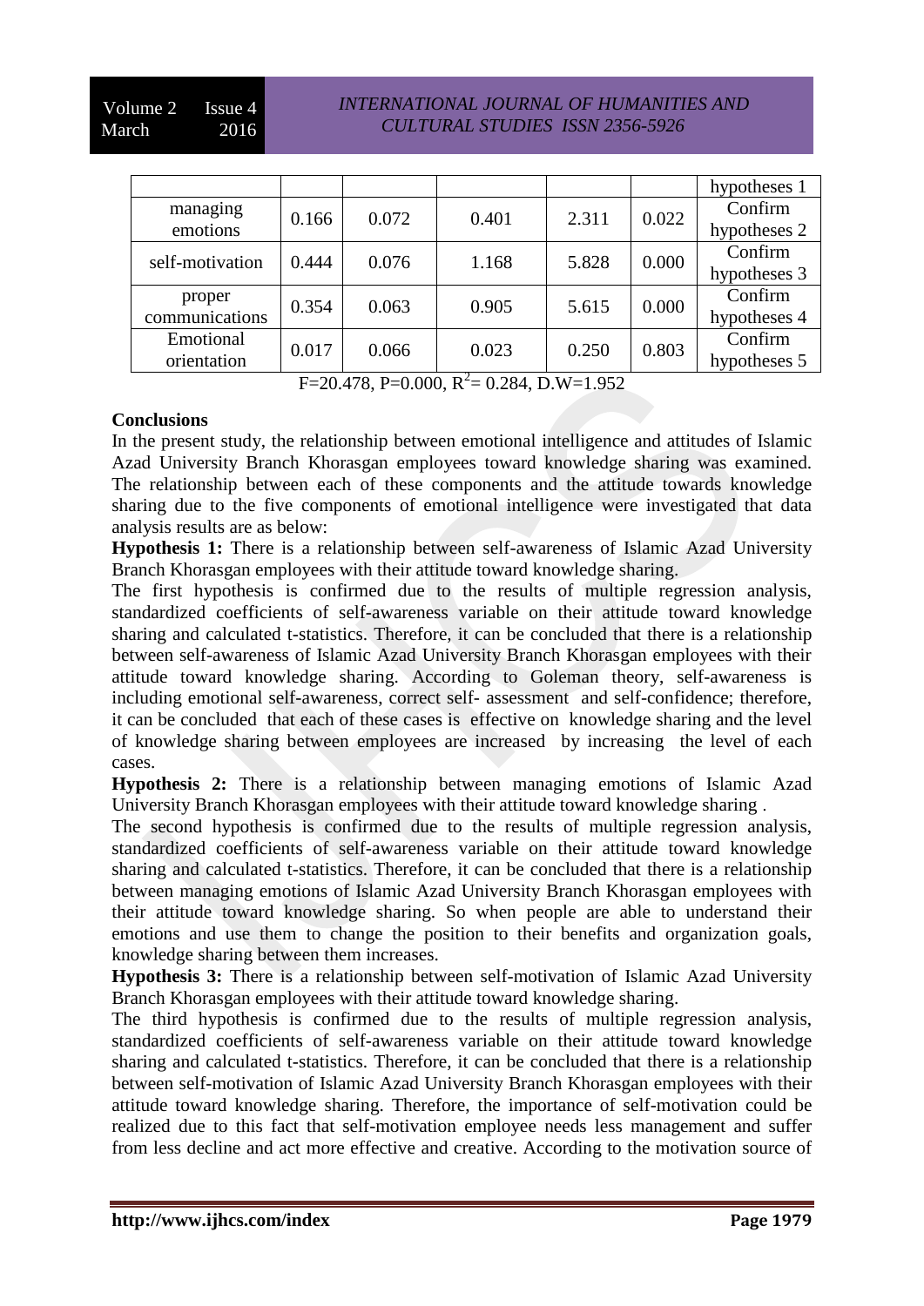|  |  |  |  |  |  | hypotheses 1 |
|---|---|---|---|---|---|---|
| managing emotions | 0.166 | 0.072 | 0.401 | 2.311 | 0.022 | Confirm hypotheses 2 |
| self-motivation | 0.444 | 0.076 | 1.168 | 5.828 | 0.000 | Confirm hypotheses 3 |
| proper communications | 0.354 | 0.063 | 0.905 | 5.615 | 0.000 | Confirm hypotheses 4 |
| Emotional orientation | 0.017 | 0.066 | 0.023 | 0.250 | 0.803 | Confirm hypotheses 5 |

F=20.478, P=0.000, $R^2$= 0.284, D.W=1.952

**Conclusions**

In the present study, the relationship between emotional intelligence and attitudes of Islamic Azad University Branch Khorasgan employees toward knowledge sharing was examined. The relationship between each of these components and the attitude towards knowledge sharing due to the five components of emotional intelligence were investigated that data analysis results are as below:

**Hypothesis 1:** There is a relationship between self-awareness of Islamic Azad University Branch Khorasgan employees with their attitude toward knowledge sharing.

The first hypothesis is confirmed due to the results of multiple regression analysis, standardized coefficients of self-awareness variable on their attitude toward knowledge sharing and calculated t-statistics. Therefore, it can be concluded that there is a relationship between self-awareness of Islamic Azad University Branch Khorasgan employees with their attitude toward knowledge sharing. According to Goleman theory, self-awareness is including emotional self-awareness, correct self- assessment and self-confidence; therefore, it can be concluded that each of these cases is effective on knowledge sharing and the level of knowledge sharing between employees are increased by increasing the level of each cases.

**Hypothesis 2:** There is a relationship between managing emotions of Islamic Azad University Branch Khorasgan employees with their attitude toward knowledge sharing .

The second hypothesis is confirmed due to the results of multiple regression analysis, standardized coefficients of self-awareness variable on their attitude toward knowledge sharing and calculated t-statistics. Therefore, it can be concluded that there is a relationship between managing emotions of Islamic Azad University Branch Khorasgan employees with their attitude toward knowledge sharing. So when people are able to understand their emotions and use them to change the position to their benefits and organization goals, knowledge sharing between them increases.

**Hypothesis 3:** There is a relationship between self-motivation of Islamic Azad University Branch Khorasgan employees with their attitude toward knowledge sharing.

The third hypothesis is confirmed due to the results of multiple regression analysis, standardized coefficients of self-awareness variable on their attitude toward knowledge sharing and calculated t-statistics. Therefore, it can be concluded that there is a relationship between self-motivation of Islamic Azad University Branch Khorasgan employees with their attitude toward knowledge sharing. Therefore, the importance of self-motivation could be realized due to this fact that self-motivation employee needs less management and suffer from less decline and act more effective and creative. According to the motivation source of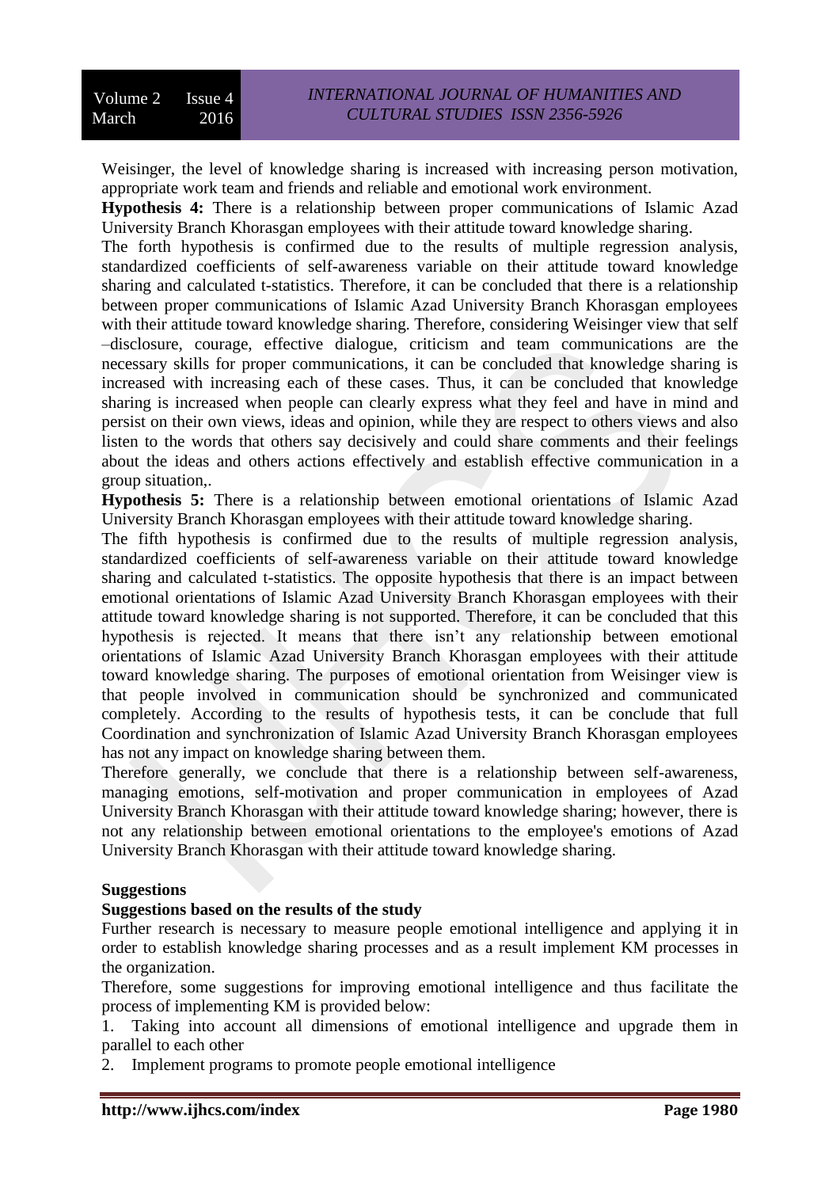Weisinger, the level of knowledge sharing is increased with increasing person motivation, appropriate work team and friends and reliable and emotional work environment.

**Hypothesis 4:** There is a relationship between proper communications of Islamic Azad University Branch Khorasgan employees with their attitude toward knowledge sharing.

The forth hypothesis is confirmed due to the results of multiple regression analysis, standardized coefficients of self-awareness variable on their attitude toward knowledge sharing and calculated t-statistics. Therefore, it can be concluded that there is a relationship between proper communications of Islamic Azad University Branch Khorasgan employees with their attitude toward knowledge sharing. Therefore, considering Weisinger view that self –disclosure, courage, effective dialogue, criticism and team communications are the necessary skills for proper communications, it can be concluded that knowledge sharing is increased with increasing each of these cases. Thus, it can be concluded that knowledge sharing is increased when people can clearly express what they feel and have in mind and persist on their own views, ideas and opinion, while they are respect to others views and also listen to the words that others say decisively and could share comments and their feelings about the ideas and others actions effectively and establish effective communication in a group situation,.

**Hypothesis 5:** There is a relationship between emotional orientations of Islamic Azad University Branch Khorasgan employees with their attitude toward knowledge sharing.

The fifth hypothesis is confirmed due to the results of multiple regression analysis, standardized coefficients of self-awareness variable on their attitude toward knowledge sharing and calculated t-statistics. The opposite hypothesis that there is an impact between emotional orientations of Islamic Azad University Branch Khorasgan employees with their attitude toward knowledge sharing is not supported. Therefore, it can be concluded that this hypothesis is rejected. It means that there isn't any relationship between emotional orientations of Islamic Azad University Branch Khorasgan employees with their attitude toward knowledge sharing. The purposes of emotional orientation from Weisinger view is that people involved in communication should be synchronized and communicated completely. According to the results of hypothesis tests, it can be conclude that full Coordination and synchronization of Islamic Azad University Branch Khorasgan employees has not any impact on knowledge sharing between them.

Therefore generally, we conclude that there is a relationship between self-awareness, managing emotions, self-motivation and proper communication in employees of Azad University Branch Khorasgan with their attitude toward knowledge sharing; however, there is not any relationship between emotional orientations to the employee's emotions of Azad University Branch Khorasgan with their attitude toward knowledge sharing.

## Suggestions

### Suggestions based on the results of the study

Further research is necessary to measure people emotional intelligence and applying it in order to establish knowledge sharing processes and as a result implement KM processes in the organization.

Therefore, some suggestions for improving emotional intelligence and thus facilitate the process of implementing KM is provided below:

1. Taking into account all dimensions of emotional intelligence and upgrade them in parallel to each other
2. Implement programs to promote people emotional intelligence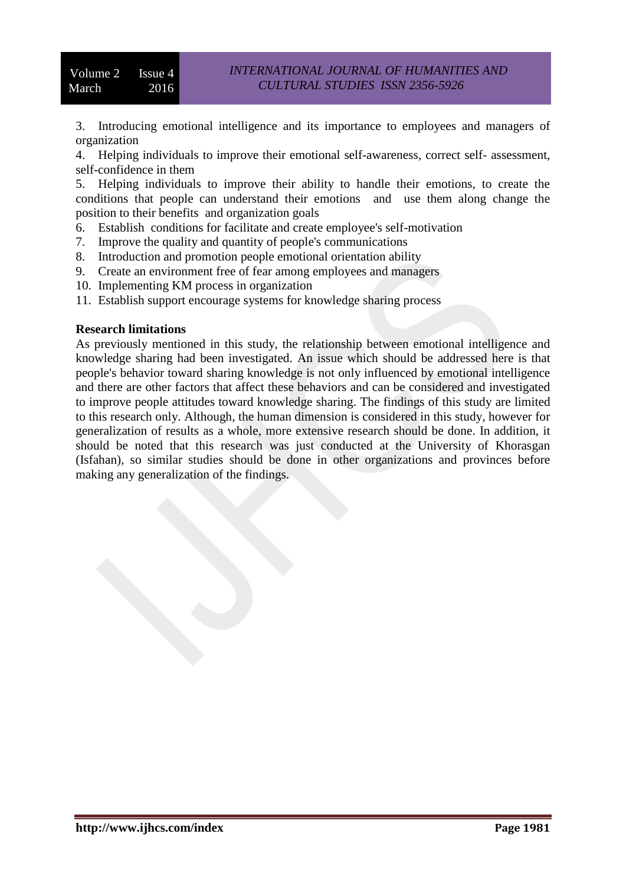3. Introducing emotional intelligence and its importance to employees and managers of organization
4. Helping individuals to improve their emotional self-awareness, correct self- assessment, self-confidence in them
5. Helping individuals to improve their ability to handle their emotions, to create the conditions that people can understand their emotions and use them along change the position to their benefits and organization goals
6. Establish conditions for facilitate and create employee's self-motivation
7. Improve the quality and quantity of people's communications
8. Introduction and promotion people emotional orientation ability
9. Create an environment free of fear among employees and managers
10. Implementing KM process in organization
11. Establish support encourage systems for knowledge sharing process

**Research limitations**

As previously mentioned in this study, the relationship between emotional intelligence and knowledge sharing had been investigated. An issue which should be addressed here is that people's behavior toward sharing knowledge is not only influenced by emotional intelligence and there are other factors that affect these behaviors and can be considered and investigated to improve people attitudes toward knowledge sharing. The findings of this study are limited to this research only. Although, the human dimension is considered in this study, however for generalization of results as a whole, more extensive research should be done. In addition, it should be noted that this research was just conducted at the University of Khorasgan (Isfahan), so similar studies should be done in other organizations and provinces before making any generalization of the findings.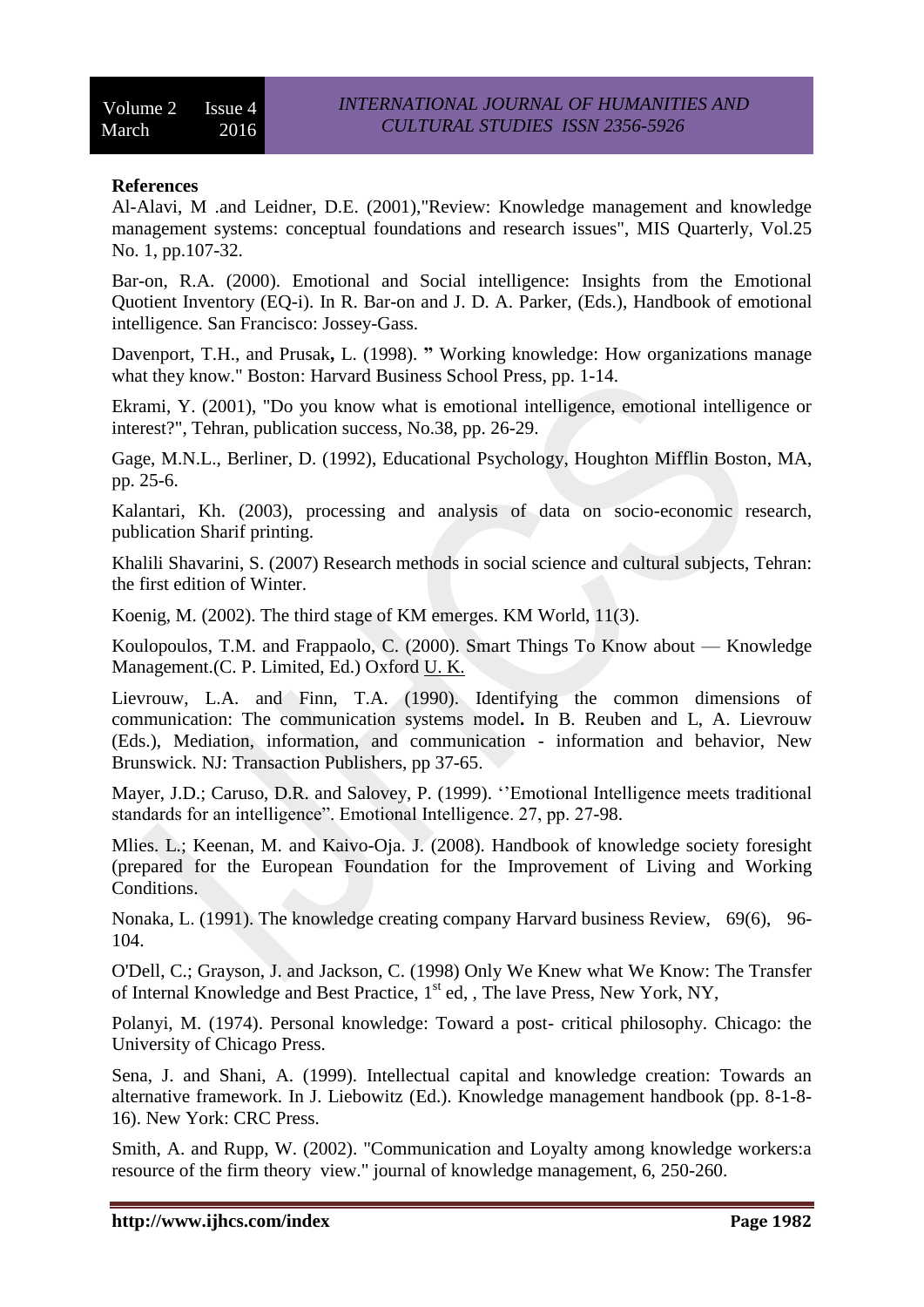**References**

Al-Alavi, M .and Leidner, D.E. (2001),"Review: Knowledge management and knowledge management systems: conceptual foundations and research issues", MIS Quarterly, Vol.25 No. 1, pp.107-32.

Bar-on, R.A. (2000). Emotional and Social intelligence: Insights from the Emotional Quotient Inventory (EQ-i). In R. Bar-on and J. D. A. Parker, (Eds.), Handbook of emotional intelligence. San Francisco: Jossey-Gass.

Davenport, T.H., and Prusak**,** L. (1998). **"** Working knowledge: How organizations manage what they know." Boston: Harvard Business School Press, pp. 1-14.

Ekrami, Y. (2001), "Do you know what is emotional intelligence, emotional intelligence or interest?", Tehran, publication success, No.38, pp. 26-29.

Gage, M.N.L., Berliner, D. (1992), Educational Psychology, Houghton Mifflin Boston, MA, pp. 25-6.

Kalantari, Kh. (2003), processing and analysis of data on socio-economic research, publication Sharif printing.

Khalili Shavarini, S. (2007) Research methods in social science and cultural subjects, Tehran: the first edition of Winter.

Koenig, M. (2002). The third stage of KM emerges. KM World, 11(3).

Koulopoulos, T.M. and Frappaolo, C. (2000). Smart Things To Know about — Knowledge Management.(C. P. Limited, Ed.) Oxford U. K.

Lievrouw, L.A. and Finn, T.A. (1990). Identifying the common dimensions of communication: The communication systems model**.** In B. Reuben and L, A. Lievrouw (Eds.), Mediation, information, and communication - information and behavior, New Brunswick. NJ: Transaction Publishers, pp 37-65.

Mayer, J.D.; Caruso, D.R. and Salovey, P. (1999). ''Emotional Intelligence meets traditional standards for an intelligence". Emotional Intelligence. 27, pp. 27-98.

Mlies. L.; Keenan, M. and Kaivo-Oja. J. (2008). Handbook of knowledge society foresight (prepared for the European Foundation for the Improvement of Living and Working Conditions.

Nonaka, L. (1991). The knowledge creating company Harvard business Review, 69(6), 96-104.

O'Dell, C.; Grayson, J. and Jackson, C. (1998) Only We Knew what We Know: The Transfer of Internal Knowledge and Best Practice, 1st ed, , The lave Press, New York, NY,

Polanyi, M. (1974). Personal knowledge: Toward a post- critical philosophy. Chicago: the University of Chicago Press.

Sena, J. and Shani, A. (1999). Intellectual capital and knowledge creation: Towards an alternative framework. In J. Liebowitz (Ed.). Knowledge management handbook (pp. 8-1-8-16). New York: CRC Press.

Smith, A. and Rupp, W. (2002). "Communication and Loyalty among knowledge workers:a resource of the firm theory view." journal of knowledge management, 6, 250-260.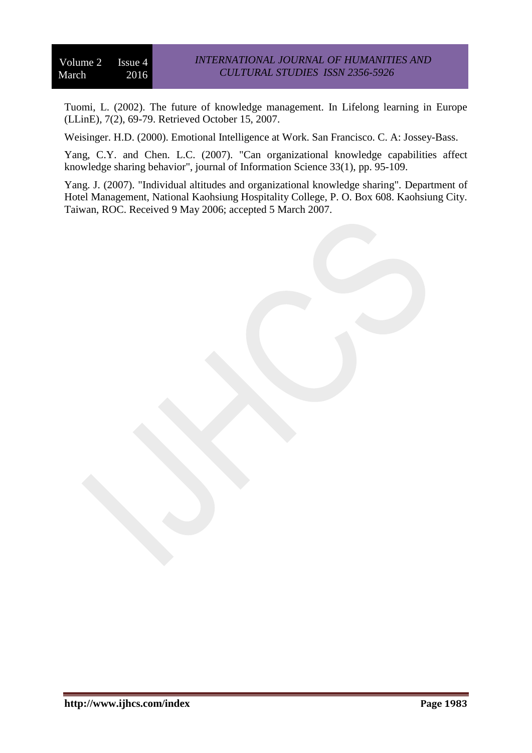Tuomi, L. (2002). The future of knowledge management. In Lifelong learning in Europe (LLinE), 7(2), 69-79. Retrieved October 15, 2007.

Weisinger. H.D. (2000). Emotional Intelligence at Work. San Francisco. C. A: Jossey-Bass.

Yang, C.Y. and Chen. L.C. (2007). "Can organizational knowledge capabilities affect knowledge sharing behavior", journal of Information Science 33(1), pp. 95-109.

Yang. J. (2007). "Individual altitudes and organizational knowledge sharing". Department of Hotel Management, National Kaohsiung Hospitality College, P. O. Box 608. Kaohsiung City. Taiwan, ROC. Received 9 May 2006; accepted 5 March 2007.